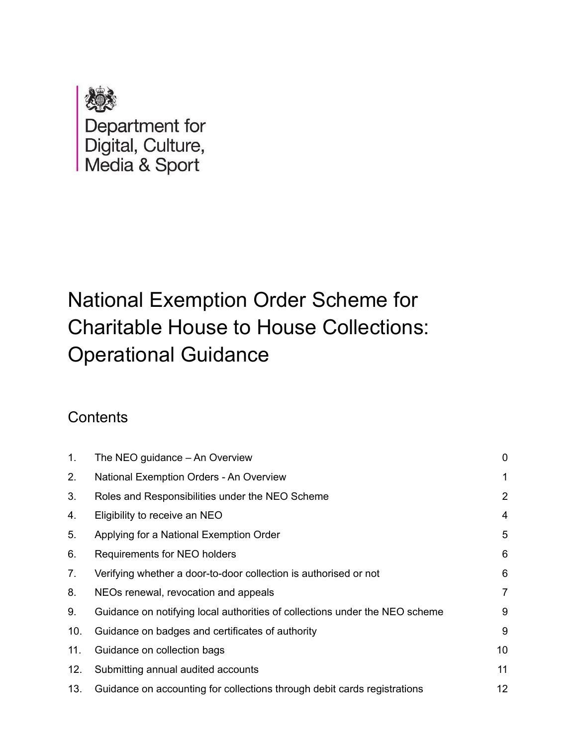Department for
Digital, Culture,
Media & Sport

# National Exemption Order Scheme for Charitable House to House Collections: Operational Guidance

## Contents

| | | |
|---|---|---|
| 1. | The NEO guidance – An Overview | 0 |
| 2. | National Exemption Orders - An Overview | 1 |
| 3. | Roles and Responsibilities under the NEO Scheme | 2 |
| 4. | Eligibility to receive an NEO | 4 |
| 5. | Applying for a National Exemption Order | 5 |
| 6. | Requirements for NEO holders | 6 |
| 7. | Verifying whether a door-to-door collection is authorised or not | 6 |
| 8. | NEOs renewal, revocation and appeals | 7 |
| 9. | Guidance on notifying local authorities of collections under the NEO scheme | 9 |
| 10. | Guidance on badges and certificates of authority | 9 |
| 11. | Guidance on collection bags | 10 |
| 12. | Submitting annual audited accounts | 11 |
| 13. | Guidance on accounting for collections through debit cards registrations | 12 |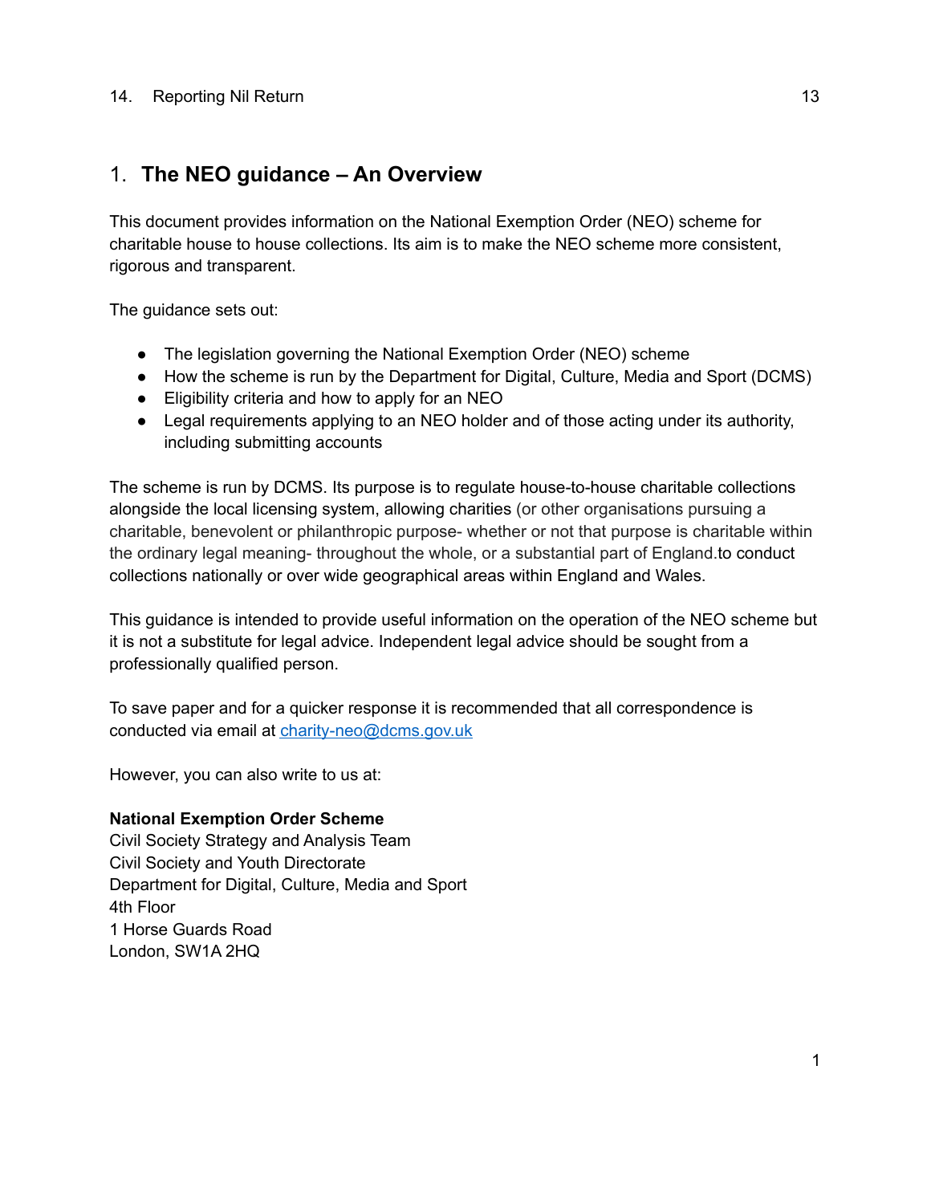14. Reporting Nil Return 13

## 1. The NEO guidance – An Overview

This document provides information on the National Exemption Order (NEO) scheme for charitable house to house collections. Its aim is to make the NEO scheme more consistent, rigorous and transparent.

The guidance sets out:

- The legislation governing the National Exemption Order (NEO) scheme
- How the scheme is run by the Department for Digital, Culture, Media and Sport (DCMS)
- Eligibility criteria and how to apply for an NEO
- Legal requirements applying to an NEO holder and of those acting under its authority, including submitting accounts

The scheme is run by DCMS. Its purpose is to regulate house-to-house charitable collections alongside the local licensing system, allowing charities (or other organisations pursuing a charitable, benevolent or philanthropic purpose- whether or not that purpose is charitable within the ordinary legal meaning- throughout the whole, or a substantial part of England.to conduct collections nationally or over wide geographical areas within England and Wales.

This guidance is intended to provide useful information on the operation of the NEO scheme but it is not a substitute for legal advice. Independent legal advice should be sought from a professionally qualified person.

To save paper and for a quicker response it is recommended that all correspondence is conducted via email at [charity-neo@dcms.gov.uk](mailto:charity-neo@dcms.gov.uk)

However, you can also write to us at:

**National Exemption Order Scheme**
Civil Society Strategy and Analysis Team
Civil Society and Youth Directorate
Department for Digital, Culture, Media and Sport
4th Floor
1 Horse Guards Road
London, SW1A 2HQ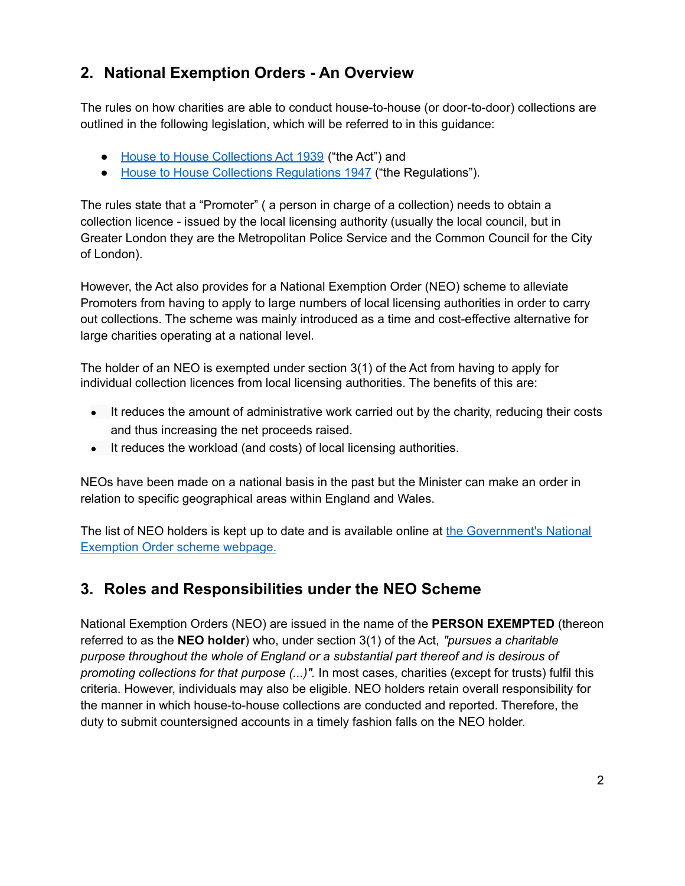## 2. National Exemption Orders - An Overview

The rules on how charities are able to conduct house-to-house (or door-to-door) collections are outlined in the following legislation, which will be referred to in this guidance:

- [House to House Collections Act 1939]() ("the Act") and
- [House to House Collections Regulations 1947]() ("the Regulations").

The rules state that a "Promoter" ( a person in charge of a collection) needs to obtain a collection licence - issued by the local licensing authority (usually the local council, but in Greater London they are the Metropolitan Police Service and the Common Council for the City of London).

However, the Act also provides for a National Exemption Order (NEO) scheme to alleviate Promoters from having to apply to large numbers of local licensing authorities in order to carry out collections. The scheme was mainly introduced as a time and cost-effective alternative for large charities operating at a national level.

The holder of an NEO is exempted under section 3(1) of the Act from having to apply for individual collection licences from local licensing authorities. The benefits of this are:

- It reduces the amount of administrative work carried out by the charity, reducing their costs and thus increasing the net proceeds raised.
- It reduces the workload (and costs) of local licensing authorities.

NEOs have been made on a national basis in the past but the Minister can make an order in relation to specific geographical areas within England and Wales.

The list of NEO holders is kept up to date and is available online at [the Government's National Exemption Order scheme webpage.]()

## 3. Roles and Responsibilities under the NEO Scheme

National Exemption Orders (NEO) are issued in the name of the **PERSON EXEMPTED** (thereon referred to as the **NEO holder**) who, under section 3(1) of the Act, *"pursues a charitable purpose throughout the whole of England or a substantial part thereof and is desirous of promoting collections for that purpose (...)".* In most cases, charities (except for trusts) fulfil this criteria. However, individuals may also be eligible. NEO holders retain overall responsibility for the manner in which house-to-house collections are conducted and reported. Therefore, the duty to submit countersigned accounts in a timely fashion falls on the NEO holder.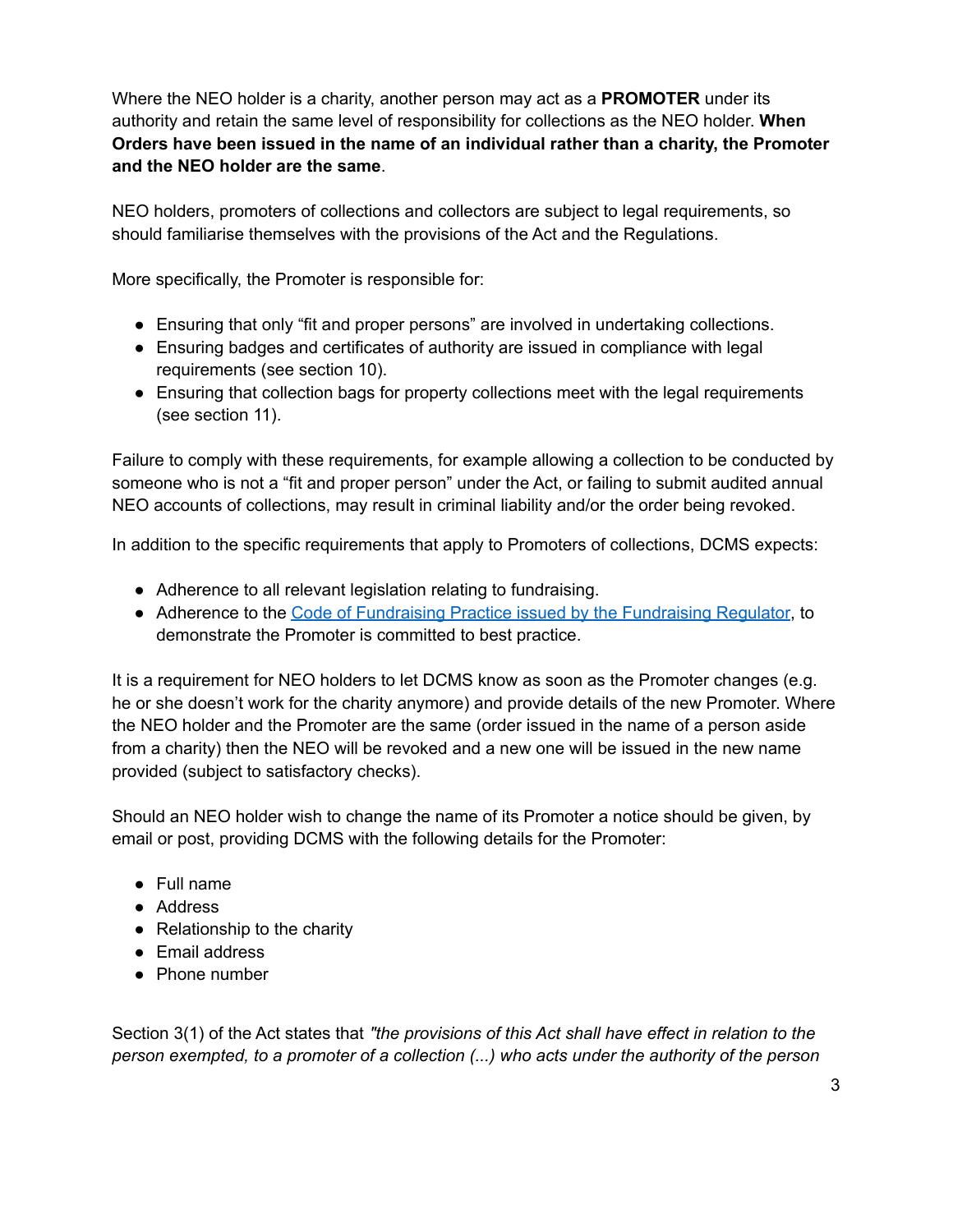Where the NEO holder is a charity, another person may act as a **PROMOTER** under its authority and retain the same level of responsibility for collections as the NEO holder. **When Orders have been issued in the name of an individual rather than a charity, the Promoter and the NEO holder are the same**.

NEO holders, promoters of collections and collectors are subject to legal requirements, so should familiarise themselves with the provisions of the Act and the Regulations.

More specifically, the Promoter is responsible for:

- Ensuring that only "fit and proper persons" are involved in undertaking collections.
- Ensuring badges and certificates of authority are issued in compliance with legal requirements (see section 10).
- Ensuring that collection bags for property collections meet with the legal requirements (see section 11).

Failure to comply with these requirements, for example allowing a collection to be conducted by someone who is not a "fit and proper person" under the Act, or failing to submit audited annual NEO accounts of collections, may result in criminal liability and/or the order being revoked.

In addition to the specific requirements that apply to Promoters of collections, DCMS expects:

- Adherence to all relevant legislation relating to fundraising.
- Adherence to the [Code of Fundraising Practice issued by the Fundraising Regulator](), to demonstrate the Promoter is committed to best practice.

It is a requirement for NEO holders to let DCMS know as soon as the Promoter changes (e.g. he or she doesn't work for the charity anymore) and provide details of the new Promoter. Where the NEO holder and the Promoter are the same (order issued in the name of a person aside from a charity) then the NEO will be revoked and a new one will be issued in the new name provided (subject to satisfactory checks).

Should an NEO holder wish to change the name of its Promoter a notice should be given, by email or post, providing DCMS with the following details for the Promoter:

- Full name
- Address
- Relationship to the charity
- Email address
- Phone number

Section 3(1) of the Act states that *"the provisions of this Act shall have effect in relation to the person exempted, to a promoter of a collection (...) who acts under the authority of the person*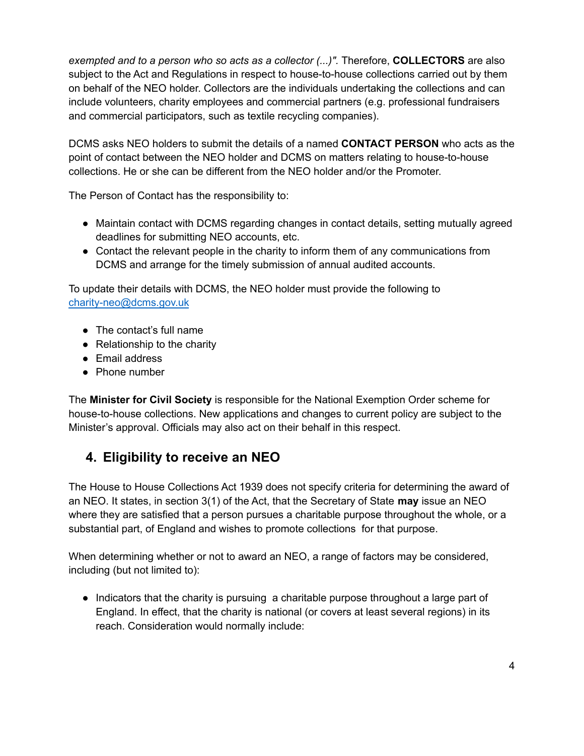*exempted and to a person who so acts as a collector (...)".* Therefore, **COLLECTORS** are also subject to the Act and Regulations in respect to house-to-house collections carried out by them on behalf of the NEO holder. Collectors are the individuals undertaking the collections and can include volunteers, charity employees and commercial partners (e.g. professional fundraisers and commercial participators, such as textile recycling companies).

DCMS asks NEO holders to submit the details of a named **CONTACT PERSON** who acts as the point of contact between the NEO holder and DCMS on matters relating to house-to-house collections. He or she can be different from the NEO holder and/or the Promoter.

The Person of Contact has the responsibility to:

- Maintain contact with DCMS regarding changes in contact details, setting mutually agreed deadlines for submitting NEO accounts, etc.
- Contact the relevant people in the charity to inform them of any communications from DCMS and arrange for the timely submission of annual audited accounts.

To update their details with DCMS, the NEO holder must provide the following to [charity-neo@dcms.gov.uk](mailto:charity-neo@dcms.gov.uk)

- The contact's full name
- Relationship to the charity
- Email address
- Phone number

The **Minister for Civil Society** is responsible for the National Exemption Order scheme for house-to-house collections. New applications and changes to current policy are subject to the Minister's approval. Officials may also act on their behalf in this respect.

## 4. Eligibility to receive an NEO

The House to House Collections Act 1939 does not specify criteria for determining the award of an NEO. It states, in section 3(1) of the Act, that the Secretary of State **may** issue an NEO where they are satisfied that a person pursues a charitable purpose throughout the whole, or a substantial part, of England and wishes to promote collections for that purpose.

When determining whether or not to award an NEO, a range of factors may be considered, including (but not limited to):

- Indicators that the charity is pursuing a charitable purpose throughout a large part of England. In effect, that the charity is national (or covers at least several regions) in its reach. Consideration would normally include: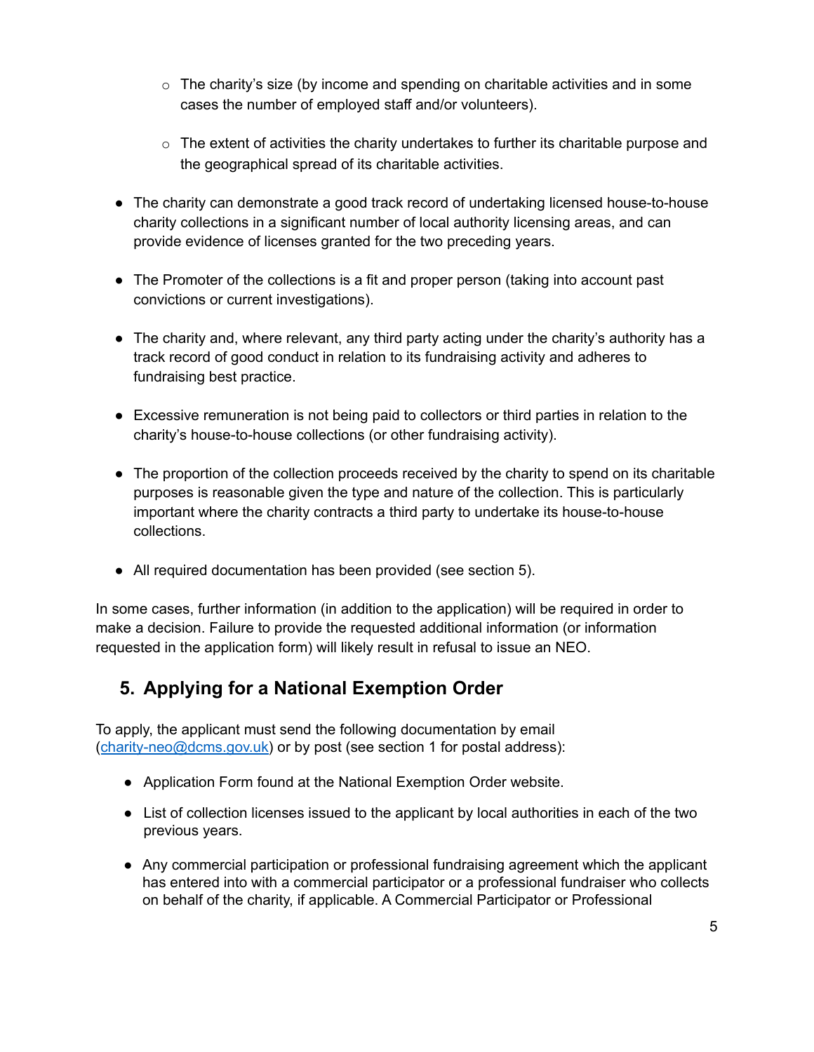- The charity's size (by income and spending on charitable activities and in some cases the number of employed staff and/or volunteers).

  - The extent of activities the charity undertakes to further its charitable purpose and the geographical spread of its charitable activities.

- The charity can demonstrate a good track record of undertaking licensed house-to-house charity collections in a significant number of local authority licensing areas, and can provide evidence of licenses granted for the two preceding years.

- The Promoter of the collections is a fit and proper person (taking into account past convictions or current investigations).

- The charity and, where relevant, any third party acting under the charity's authority has a track record of good conduct in relation to its fundraising activity and adheres to fundraising best practice.

- Excessive remuneration is not being paid to collectors or third parties in relation to the charity's house-to-house collections (or other fundraising activity).

- The proportion of the collection proceeds received by the charity to spend on its charitable purposes is reasonable given the type and nature of the collection. This is particularly important where the charity contracts a third party to undertake its house-to-house collections.

- All required documentation has been provided (see section 5).

In some cases, further information (in addition to the application) will be required in order to make a decision. Failure to provide the requested additional information (or information requested in the application form) will likely result in refusal to issue an NEO.

## 5. Applying for a National Exemption Order

To apply, the applicant must send the following documentation by email (charity-neo@dcms.gov.uk) or by post (see section 1 for postal address):

- Application Form found at the National Exemption Order website.

- List of collection licenses issued to the applicant by local authorities in each of the two previous years.

- Any commercial participation or professional fundraising agreement which the applicant has entered into with a commercial participator or a professional fundraiser who collects on behalf of the charity, if applicable. A Commercial Participator or Professional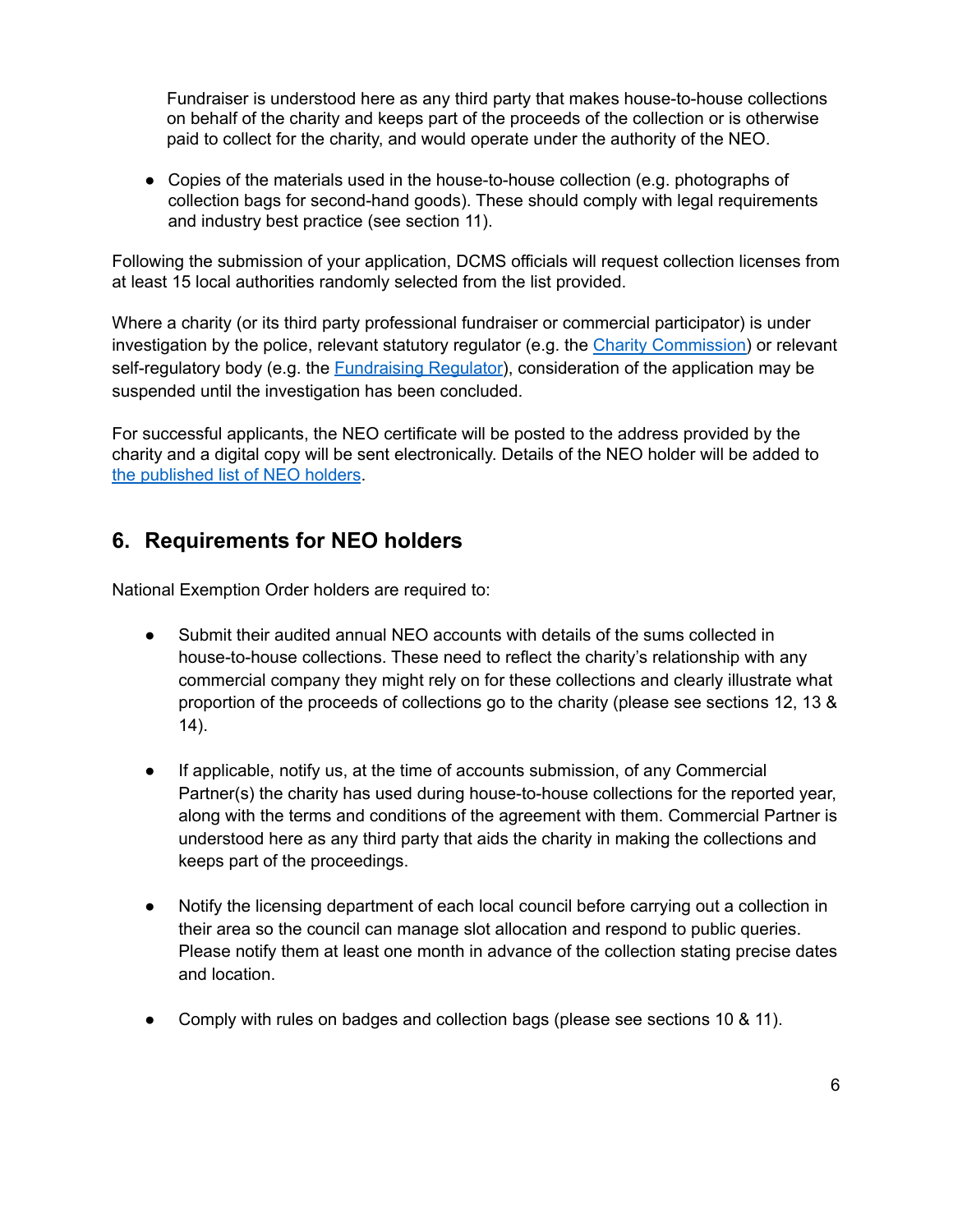Fundraiser is understood here as any third party that makes house-to-house collections on behalf of the charity and keeps part of the proceeds of the collection or is otherwise paid to collect for the charity, and would operate under the authority of the NEO.

- Copies of the materials used in the house-to-house collection (e.g. photographs of collection bags for second-hand goods). These should comply with legal requirements and industry best practice (see section 11).

Following the submission of your application, DCMS officials will request collection licenses from at least 15 local authorities randomly selected from the list provided.

Where a charity (or its third party professional fundraiser or commercial participator) is under investigation by the police, relevant statutory regulator (e.g. the [Charity Commission]) or relevant self-regulatory body (e.g. the [Fundraising Regulator]), consideration of the application may be suspended until the investigation has been concluded.

For successful applicants, the NEO certificate will be posted to the address provided by the charity and a digital copy will be sent electronically. Details of the NEO holder will be added to [the published list of NEO holders].

## 6. Requirements for NEO holders

National Exemption Order holders are required to:

- Submit their audited annual NEO accounts with details of the sums collected in house-to-house collections. These need to reflect the charity's relationship with any commercial company they might rely on for these collections and clearly illustrate what proportion of the proceeds of collections go to the charity (please see sections 12, 13 & 14).

- If applicable, notify us, at the time of accounts submission, of any Commercial Partner(s) the charity has used during house-to-house collections for the reported year, along with the terms and conditions of the agreement with them. Commercial Partner is understood here as any third party that aids the charity in making the collections and keeps part of the proceedings.

- Notify the licensing department of each local council before carrying out a collection in their area so the council can manage slot allocation and respond to public queries. Please notify them at least one month in advance of the collection stating precise dates and location.

- Comply with rules on badges and collection bags (please see sections 10 & 11).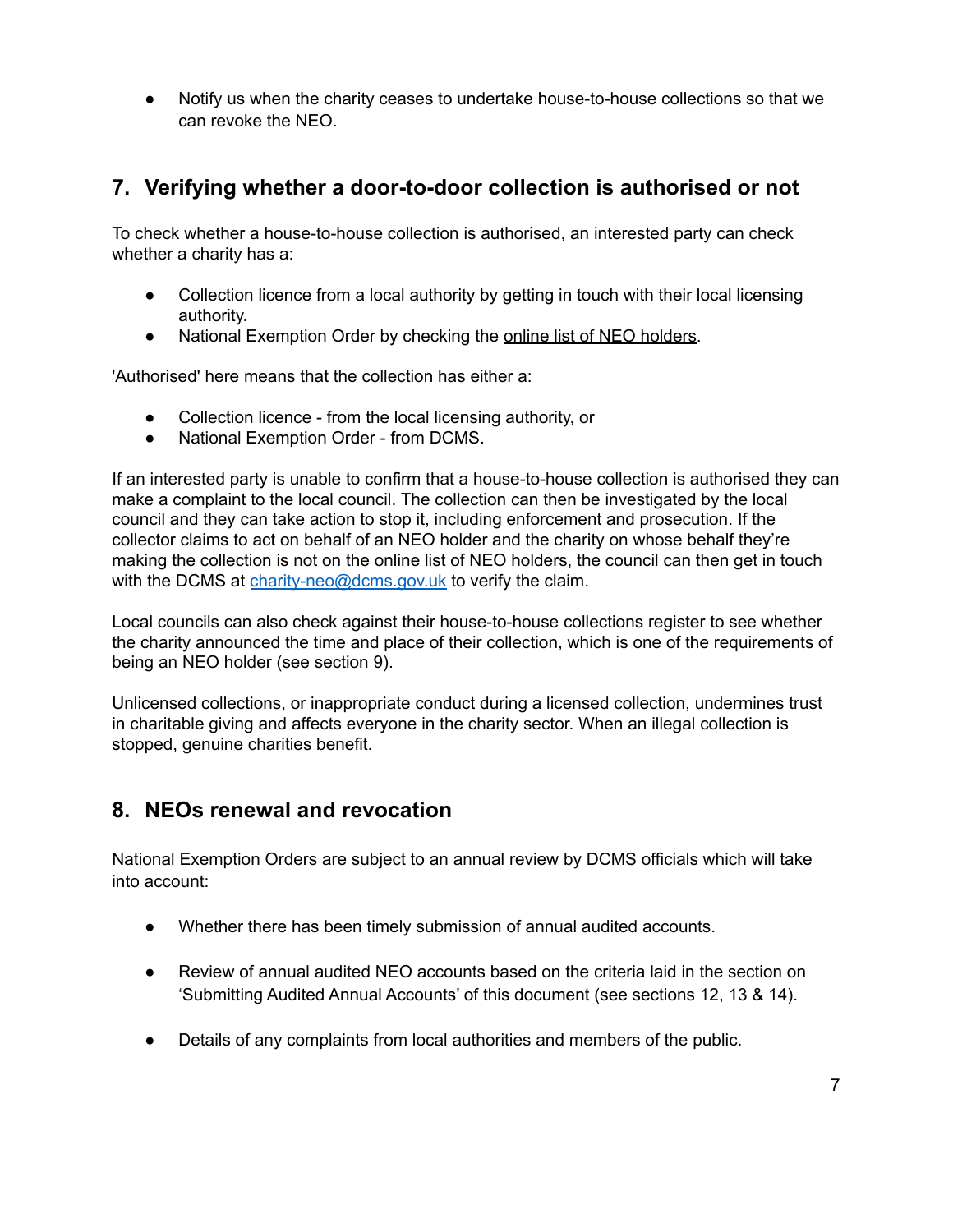- Notify us when the charity ceases to undertake house-to-house collections so that we can revoke the NEO.

## 7. Verifying whether a door-to-door collection is authorised or not

To check whether a house-to-house collection is authorised, an interested party can check whether a charity has a:

- Collection licence from a local authority by getting in touch with their local licensing authority.
- National Exemption Order by checking the online list of NEO holders.

'Authorised' here means that the collection has either a:

- Collection licence - from the local licensing authority, or
- National Exemption Order - from DCMS.

If an interested party is unable to confirm that a house-to-house collection is authorised they can make a complaint to the local council. The collection can then be investigated by the local council and they can take action to stop it, including enforcement and prosecution. If the collector claims to act on behalf of an NEO holder and the charity on whose behalf they're making the collection is not on the online list of NEO holders, the council can then get in touch with the DCMS at charity-neo@dcms.gov.uk to verify the claim.

Local councils can also check against their house-to-house collections register to see whether the charity announced the time and place of their collection, which is one of the requirements of being an NEO holder (see section 9).

Unlicensed collections, or inappropriate conduct during a licensed collection, undermines trust in charitable giving and affects everyone in the charity sector. When an illegal collection is stopped, genuine charities benefit.

## 8. NEOs renewal and revocation

National Exemption Orders are subject to an annual review by DCMS officials which will take into account:

- Whether there has been timely submission of annual audited accounts.
- Review of annual audited NEO accounts based on the criteria laid in the section on 'Submitting Audited Annual Accounts' of this document (see sections 12, 13 & 14).
- Details of any complaints from local authorities and members of the public.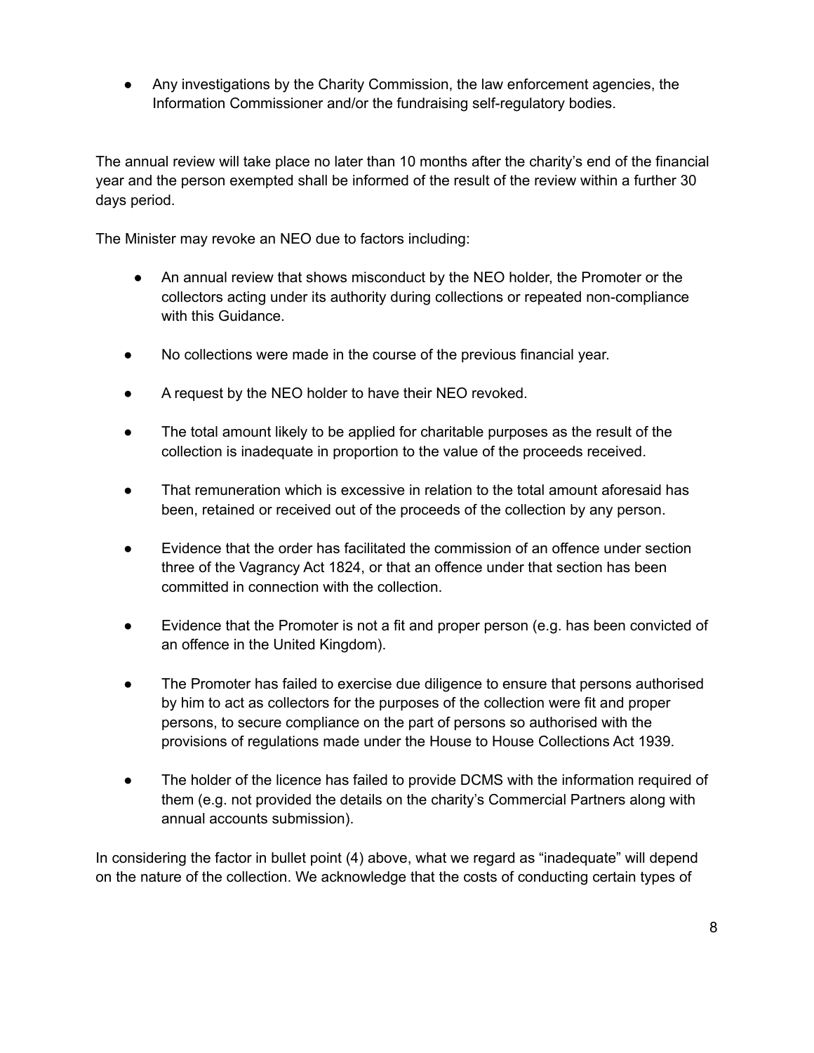- Any investigations by the Charity Commission, the law enforcement agencies, the Information Commissioner and/or the fundraising self-regulatory bodies.

The annual review will take place no later than 10 months after the charity's end of the financial year and the person exempted shall be informed of the result of the review within a further 30 days period.

The Minister may revoke an NEO due to factors including:

- An annual review that shows misconduct by the NEO holder, the Promoter or the collectors acting under its authority during collections or repeated non-compliance with this Guidance.
- No collections were made in the course of the previous financial year.
- A request by the NEO holder to have their NEO revoked.
- The total amount likely to be applied for charitable purposes as the result of the collection is inadequate in proportion to the value of the proceeds received.
- That remuneration which is excessive in relation to the total amount aforesaid has been, retained or received out of the proceeds of the collection by any person.
- Evidence that the order has facilitated the commission of an offence under section three of the Vagrancy Act 1824, or that an offence under that section has been committed in connection with the collection.
- Evidence that the Promoter is not a fit and proper person (e.g. has been convicted of an offence in the United Kingdom).
- The Promoter has failed to exercise due diligence to ensure that persons authorised by him to act as collectors for the purposes of the collection were fit and proper persons, to secure compliance on the part of persons so authorised with the provisions of regulations made under the House to House Collections Act 1939.
- The holder of the licence has failed to provide DCMS with the information required of them (e.g. not provided the details on the charity's Commercial Partners along with annual accounts submission).

In considering the factor in bullet point (4) above, what we regard as "inadequate" will depend on the nature of the collection. We acknowledge that the costs of conducting certain types of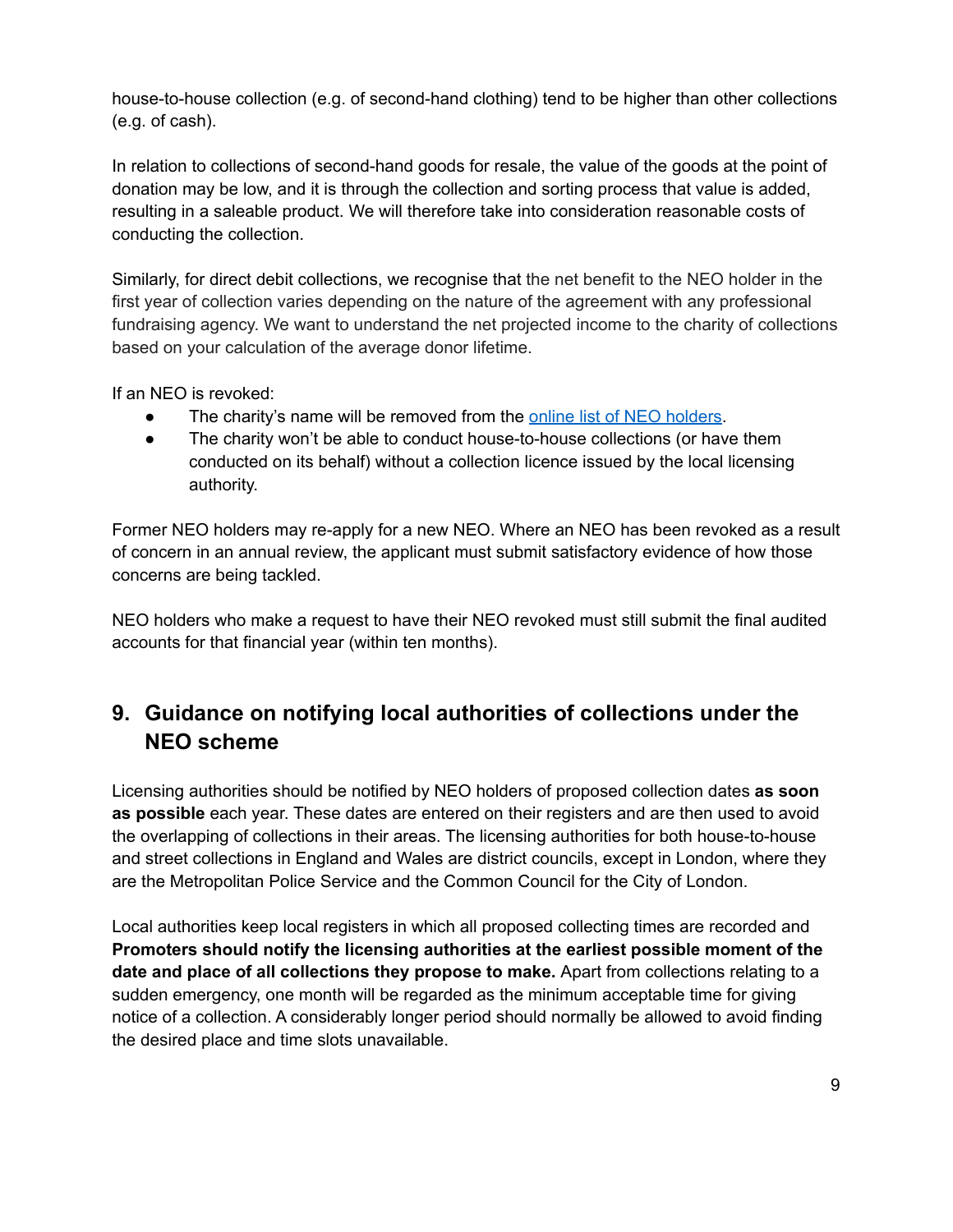house-to-house collection (e.g. of second-hand clothing) tend to be higher than other collections (e.g. of cash).

In relation to collections of second-hand goods for resale, the value of the goods at the point of donation may be low, and it is through the collection and sorting process that value is added, resulting in a saleable product. We will therefore take into consideration reasonable costs of conducting the collection.

Similarly, for direct debit collections, we recognise that the net benefit to the NEO holder in the first year of collection varies depending on the nature of the agreement with any professional fundraising agency. We want to understand the net projected income to the charity of collections based on your calculation of the average donor lifetime.

If an NEO is revoked:

- The charity's name will be removed from the [online list of NEO holders](online list of NEO holders).
- The charity won't be able to conduct house-to-house collections (or have them conducted on its behalf) without a collection licence issued by the local licensing authority.

Former NEO holders may re-apply for a new NEO. Where an NEO has been revoked as a result of concern in an annual review, the applicant must submit satisfactory evidence of how those concerns are being tackled.

NEO holders who make a request to have their NEO revoked must still submit the final audited accounts for that financial year (within ten months).

## 9. Guidance on notifying local authorities of collections under the NEO scheme

Licensing authorities should be notified by NEO holders of proposed collection dates **as soon as possible** each year. These dates are entered on their registers and are then used to avoid the overlapping of collections in their areas. The licensing authorities for both house-to-house and street collections in England and Wales are district councils, except in London, where they are the Metropolitan Police Service and the Common Council for the City of London.

Local authorities keep local registers in which all proposed collecting times are recorded and **Promoters should notify the licensing authorities at the earliest possible moment of the date and place of all collections they propose to make.** Apart from collections relating to a sudden emergency, one month will be regarded as the minimum acceptable time for giving notice of a collection. A considerably longer period should normally be allowed to avoid finding the desired place and time slots unavailable.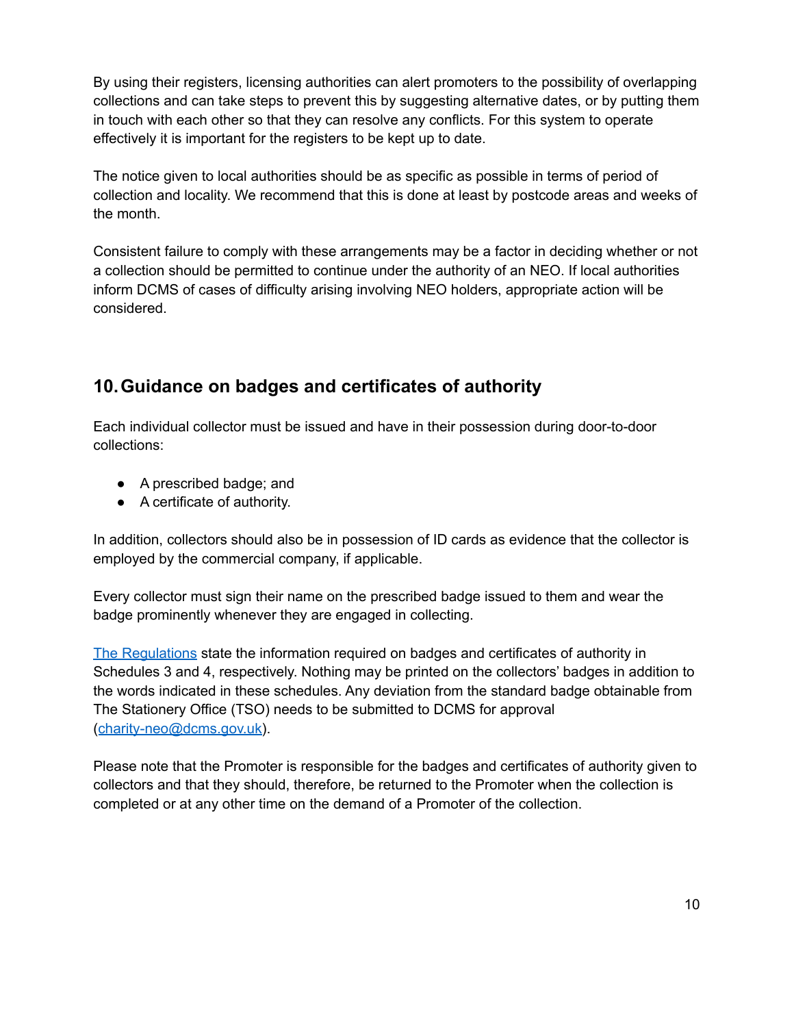By using their registers, licensing authorities can alert promoters to the possibility of overlapping collections and can take steps to prevent this by suggesting alternative dates, or by putting them in touch with each other so that they can resolve any conflicts. For this system to operate effectively it is important for the registers to be kept up to date.

The notice given to local authorities should be as specific as possible in terms of period of collection and locality. We recommend that this is done at least by postcode areas and weeks of the month.

Consistent failure to comply with these arrangements may be a factor in deciding whether or not a collection should be permitted to continue under the authority of an NEO. If local authorities inform DCMS of cases of difficulty arising involving NEO holders, appropriate action will be considered.

## 10. Guidance on badges and certificates of authority

Each individual collector must be issued and have in their possession during door-to-door collections:

- A prescribed badge; and
- A certificate of authority.

In addition, collectors should also be in possession of ID cards as evidence that the collector is employed by the commercial company, if applicable.

Every collector must sign their name on the prescribed badge issued to them and wear the badge prominently whenever they are engaged in collecting.

The Regulations state the information required on badges and certificates of authority in Schedules 3 and 4, respectively. Nothing may be printed on the collectors' badges in addition to the words indicated in these schedules. Any deviation from the standard badge obtainable from The Stationery Office (TSO) needs to be submitted to DCMS for approval (charity-neo@dcms.gov.uk).

Please note that the Promoter is responsible for the badges and certificates of authority given to collectors and that they should, therefore, be returned to the Promoter when the collection is completed or at any other time on the demand of a Promoter of the collection.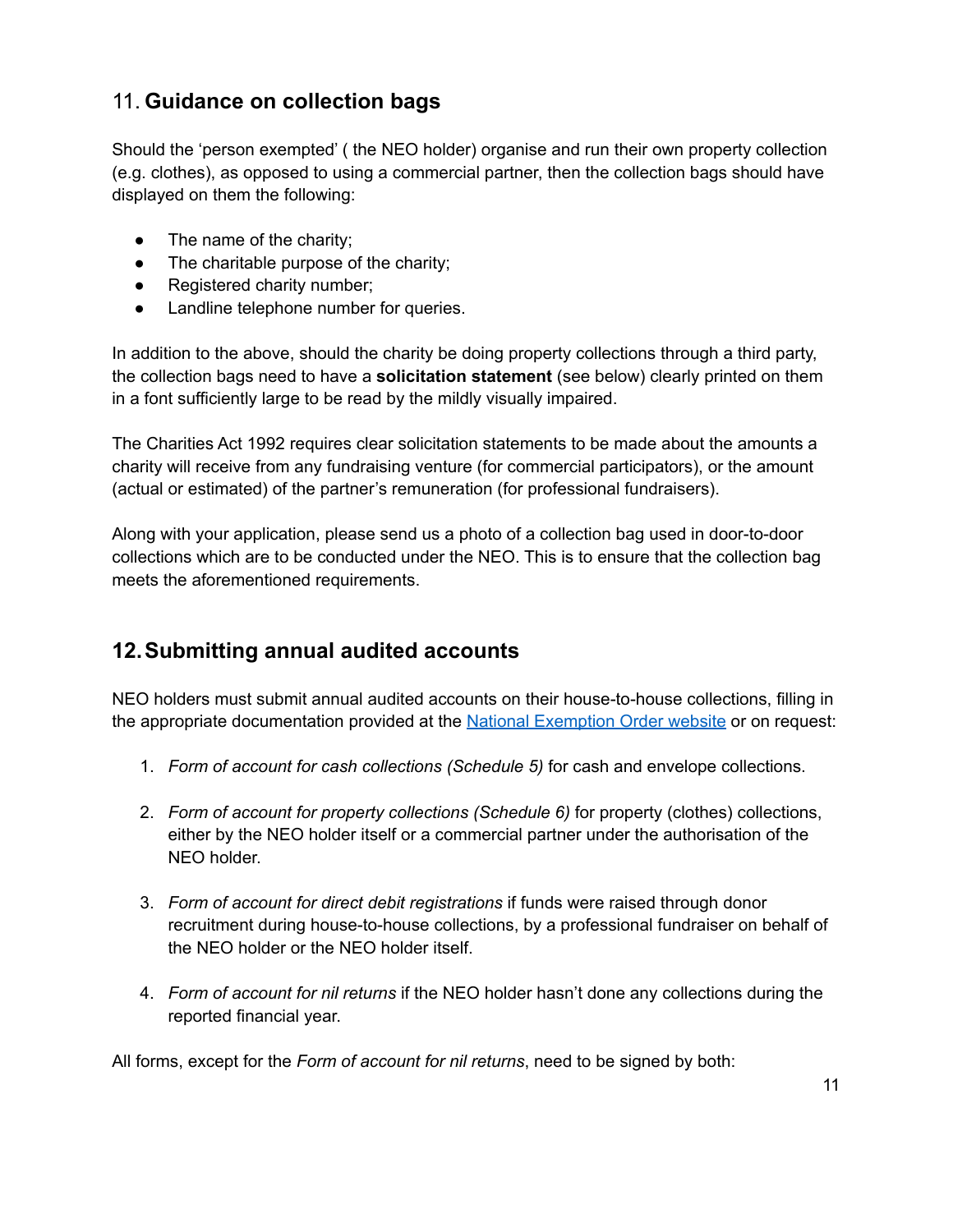## 11. **Guidance on collection bags**

Should the 'person exempted' ( the NEO holder) organise and run their own property collection (e.g. clothes), as opposed to using a commercial partner, then the collection bags should have displayed on them the following:

- The name of the charity;
- The charitable purpose of the charity;
- Registered charity number;
- Landline telephone number for queries.

In addition to the above, should the charity be doing property collections through a third party, the collection bags need to have a **solicitation statement** (see below) clearly printed on them in a font sufficiently large to be read by the mildly visually impaired.

The Charities Act 1992 requires clear solicitation statements to be made about the amounts a charity will receive from any fundraising venture (for commercial participators), or the amount (actual or estimated) of the partner's remuneration (for professional fundraisers).

Along with your application, please send us a photo of a collection bag used in door-to-door collections which are to be conducted under the NEO. This is to ensure that the collection bag meets the aforementioned requirements.

## 12. Submitting annual audited accounts

NEO holders must submit annual audited accounts on their house-to-house collections, filling in the appropriate documentation provided at the [National Exemption Order website](#) or on request:

1. *Form of account for cash collections (Schedule 5)* for cash and envelope collections.

2. *Form of account for property collections (Schedule 6)* for property (clothes) collections, either by the NEO holder itself or a commercial partner under the authorisation of the NEO holder.

3. *Form of account for direct debit registrations* if funds were raised through donor recruitment during house-to-house collections, by a professional fundraiser on behalf of the NEO holder or the NEO holder itself.

4. *Form of account for nil returns* if the NEO holder hasn't done any collections during the reported financial year.

All forms, except for the *Form of account for nil returns*, need to be signed by both: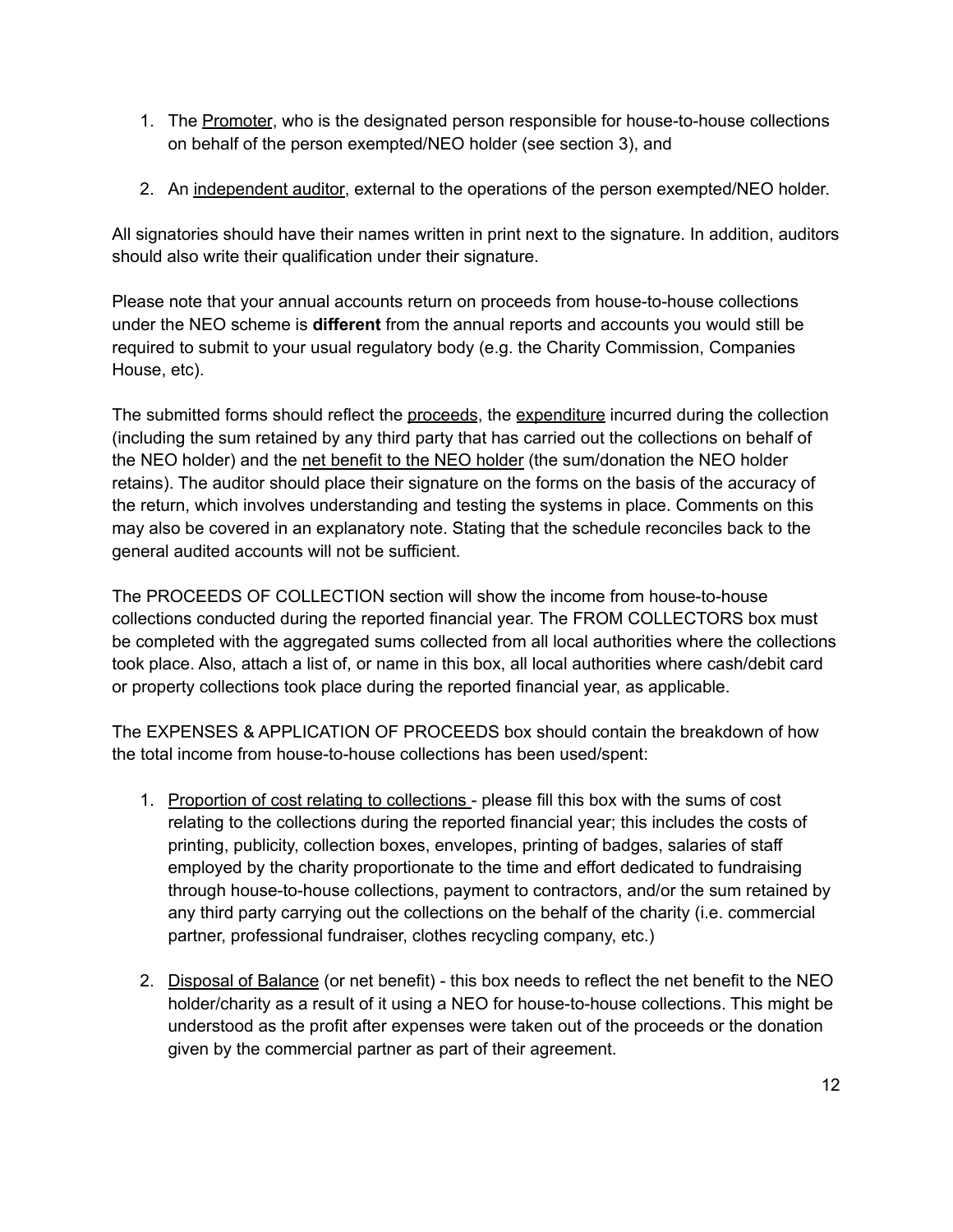1. The Promoter, who is the designated person responsible for house-to-house collections on behalf of the person exempted/NEO holder (see section 3), and

2. An independent auditor, external to the operations of the person exempted/NEO holder.

All signatories should have their names written in print next to the signature. In addition, auditors should also write their qualification under their signature.

Please note that your annual accounts return on proceeds from house-to-house collections under the NEO scheme is **different** from the annual reports and accounts you would still be required to submit to your usual regulatory body (e.g. the Charity Commission, Companies House, etc).

The submitted forms should reflect the proceeds, the expenditure incurred during the collection (including the sum retained by any third party that has carried out the collections on behalf of the NEO holder) and the net benefit to the NEO holder (the sum/donation the NEO holder retains). The auditor should place their signature on the forms on the basis of the accuracy of the return, which involves understanding and testing the systems in place. Comments on this may also be covered in an explanatory note. Stating that the schedule reconciles back to the general audited accounts will not be sufficient.

The PROCEEDS OF COLLECTION section will show the income from house-to-house collections conducted during the reported financial year. The FROM COLLECTORS box must be completed with the aggregated sums collected from all local authorities where the collections took place. Also, attach a list of, or name in this box, all local authorities where cash/debit card or property collections took place during the reported financial year, as applicable.

The EXPENSES & APPLICATION OF PROCEEDS box should contain the breakdown of how the total income from house-to-house collections has been used/spent:

1. Proportion of cost relating to collections - please fill this box with the sums of cost relating to the collections during the reported financial year; this includes the costs of printing, publicity, collection boxes, envelopes, printing of badges, salaries of staff employed by the charity proportionate to the time and effort dedicated to fundraising through house-to-house collections, payment to contractors, and/or the sum retained by any third party carrying out the collections on the behalf of the charity (i.e. commercial partner, professional fundraiser, clothes recycling company, etc.)

2. Disposal of Balance (or net benefit) - this box needs to reflect the net benefit to the NEO holder/charity as a result of it using a NEO for house-to-house collections. This might be understood as the profit after expenses were taken out of the proceeds or the donation given by the commercial partner as part of their agreement.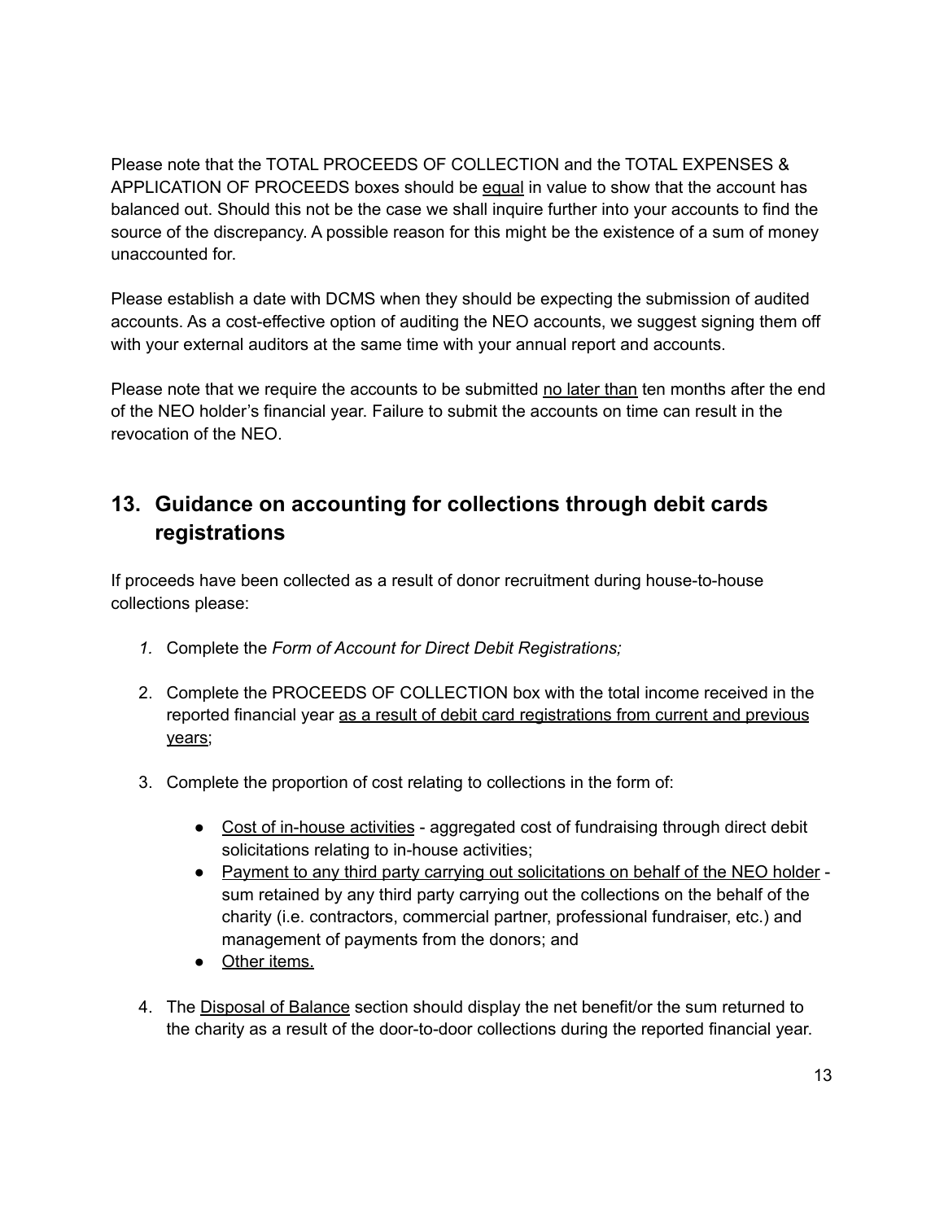Please note that the TOTAL PROCEEDS OF COLLECTION and the TOTAL EXPENSES & APPLICATION OF PROCEEDS boxes should be <u>equal</u> in value to show that the account has balanced out. Should this not be the case we shall inquire further into your accounts to find the source of the discrepancy. A possible reason for this might be the existence of a sum of money unaccounted for.

Please establish a date with DCMS when they should be expecting the submission of audited accounts. As a cost-effective option of auditing the NEO accounts, we suggest signing them off with your external auditors at the same time with your annual report and accounts.

Please note that we require the accounts to be submitted <u>no later than</u> ten months after the end of the NEO holder's financial year. Failure to submit the accounts on time can result in the revocation of the NEO.

## 13. Guidance on accounting for collections through debit cards registrations

If proceeds have been collected as a result of donor recruitment during house-to-house collections please:

1. Complete the *Form of Account for Direct Debit Registrations;*

2. Complete the PROCEEDS OF COLLECTION box with the total income received in the reported financial year <u>as a result of debit card registrations from current and previous years</u>;

3. Complete the proportion of cost relating to collections in the form of:

    - <u>Cost of in-house activities</u> - aggregated cost of fundraising through direct debit solicitations relating to in-house activities;
    - <u>Payment to any third party carrying out solicitations on behalf of the NEO holder</u> - sum retained by any third party carrying out the collections on the behalf of the charity (i.e. contractors, commercial partner, professional fundraiser, etc.) and management of payments from the donors; and
    - <u>Other items.</u>

4. The <u>Disposal of Balance</u> section should display the net benefit/or the sum returned to the charity as a result of the door-to-door collections during the reported financial year.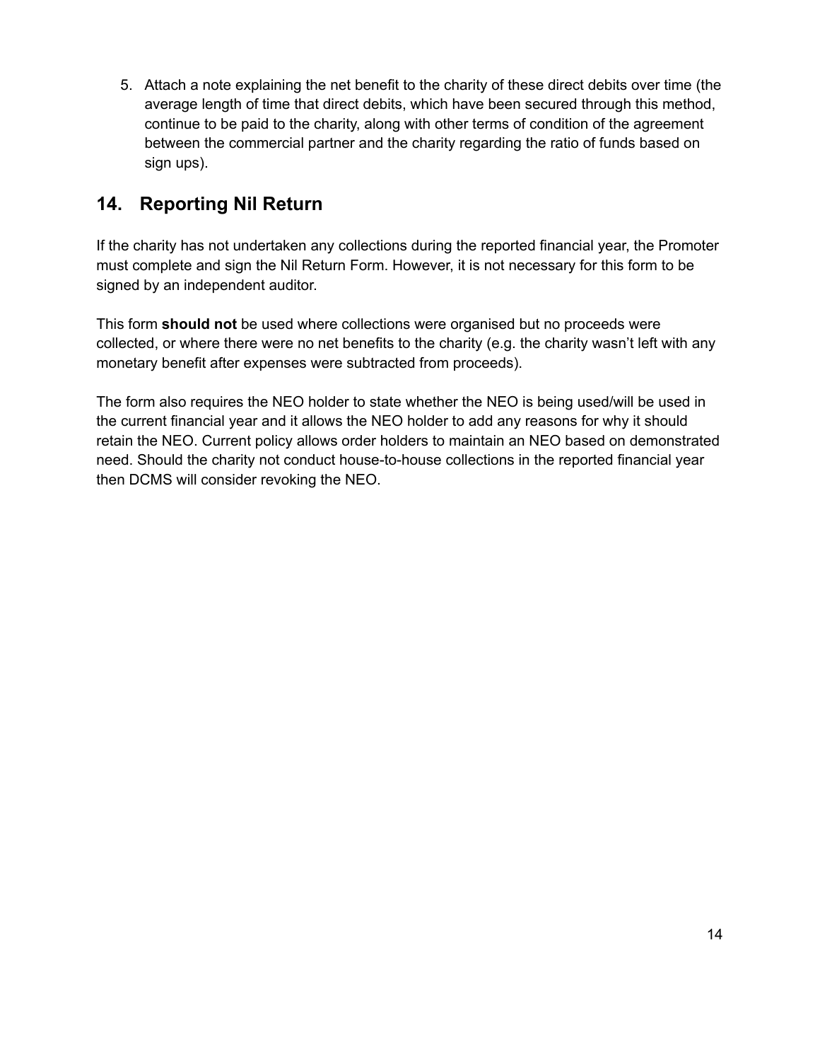5. Attach a note explaining the net benefit to the charity of these direct debits over time (the average length of time that direct debits, which have been secured through this method, continue to be paid to the charity, along with other terms of condition of the agreement between the commercial partner and the charity regarding the ratio of funds based on sign ups).

## 14. Reporting Nil Return

If the charity has not undertaken any collections during the reported financial year, the Promoter must complete and sign the Nil Return Form. However, it is not necessary for this form to be signed by an independent auditor.

This form **should not** be used where collections were organised but no proceeds were collected, or where there were no net benefits to the charity (e.g. the charity wasn't left with any monetary benefit after expenses were subtracted from proceeds).

The form also requires the NEO holder to state whether the NEO is being used/will be used in the current financial year and it allows the NEO holder to add any reasons for why it should retain the NEO. Current policy allows order holders to maintain an NEO based on demonstrated need. Should the charity not conduct house-to-house collections in the reported financial year then DCMS will consider revoking the NEO.